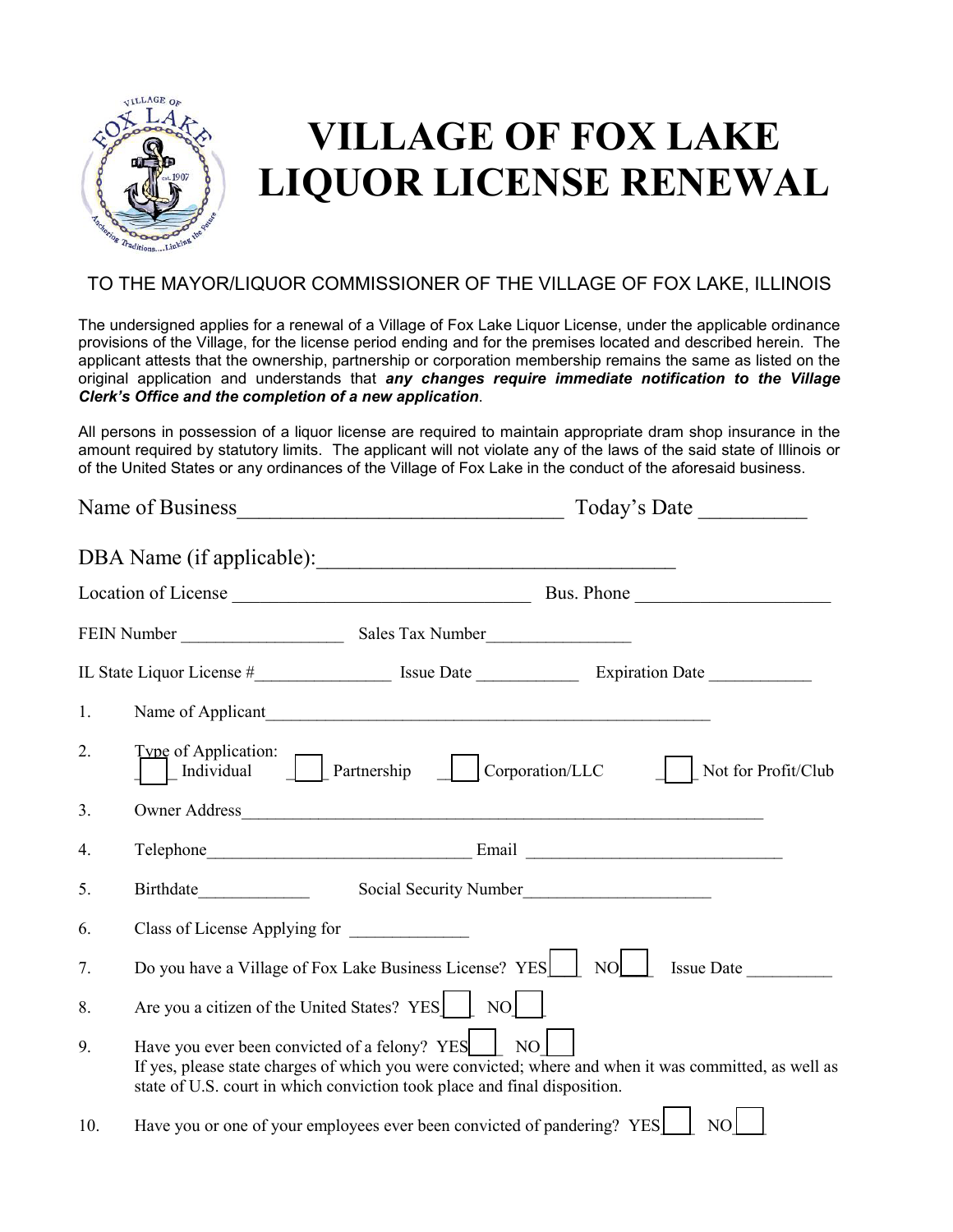# VILLAGE OF FOX LAKE LIQUOR LICENSE RENEWAL

TO THE MAYOR/LIQUOR COMMISSIONER OF THE VILLAGE OF FOX LAKE, ILLINOIS

The undersigned applies for a renewal of a Village of Fox Lake Liquor License, under the applicable ordinance provisions of the Village, for the license period ending and for the premises located and described herein. The applicant attests that the ownership, partnership or corporation membership remains the same as listed on the original application and understands that ***any changes require immediate notification to the Village Clerk's Office and the completion of a new application***.

All persons in possession of a liquor license are required to maintain appropriate dram shop insurance in the amount required by statutory limits. The applicant will not violate any of the laws of the said state of Illinois or of the United States or any ordinances of the Village of Fox Lake in the conduct of the aforesaid business.

Name of Business______________________________ Today's Date __________

DBA Name (if applicable):_________________________________

Location of License ________________________________ Bus. Phone ____________________

FEIN Number ___________________ Sales Tax Number_________________

IL State Liquor License #________________ Issue Date ____________ Expiration Date ____________

1. Name of Applicant____________________________________________________

2. Type of Application: ☐ Individual ☐ Partnership ☐ Corporation/LLC ☐ Not for Profit/Club

3. Owner Address_______________________________________________________________

4. Telephone________________________________ Email ______________________________

5. Birthdate_____________ Social Security Number______________________

6. Class of License Applying for ______________

7. Do you have a Village of Fox Lake Business License? YES ☐ NO ☐ Issue Date __________

8. Are you a citizen of the United States? YES ☐ NO ☐

9. Have you ever been convicted of a felony? YES ☐ NO ☐
   If yes, please state charges of which you were convicted; where and when it was committed, as well as state of U.S. court in which conviction took place and final disposition.

10. Have you or one of your employees ever been convicted of pandering? YES ☐ NO ☐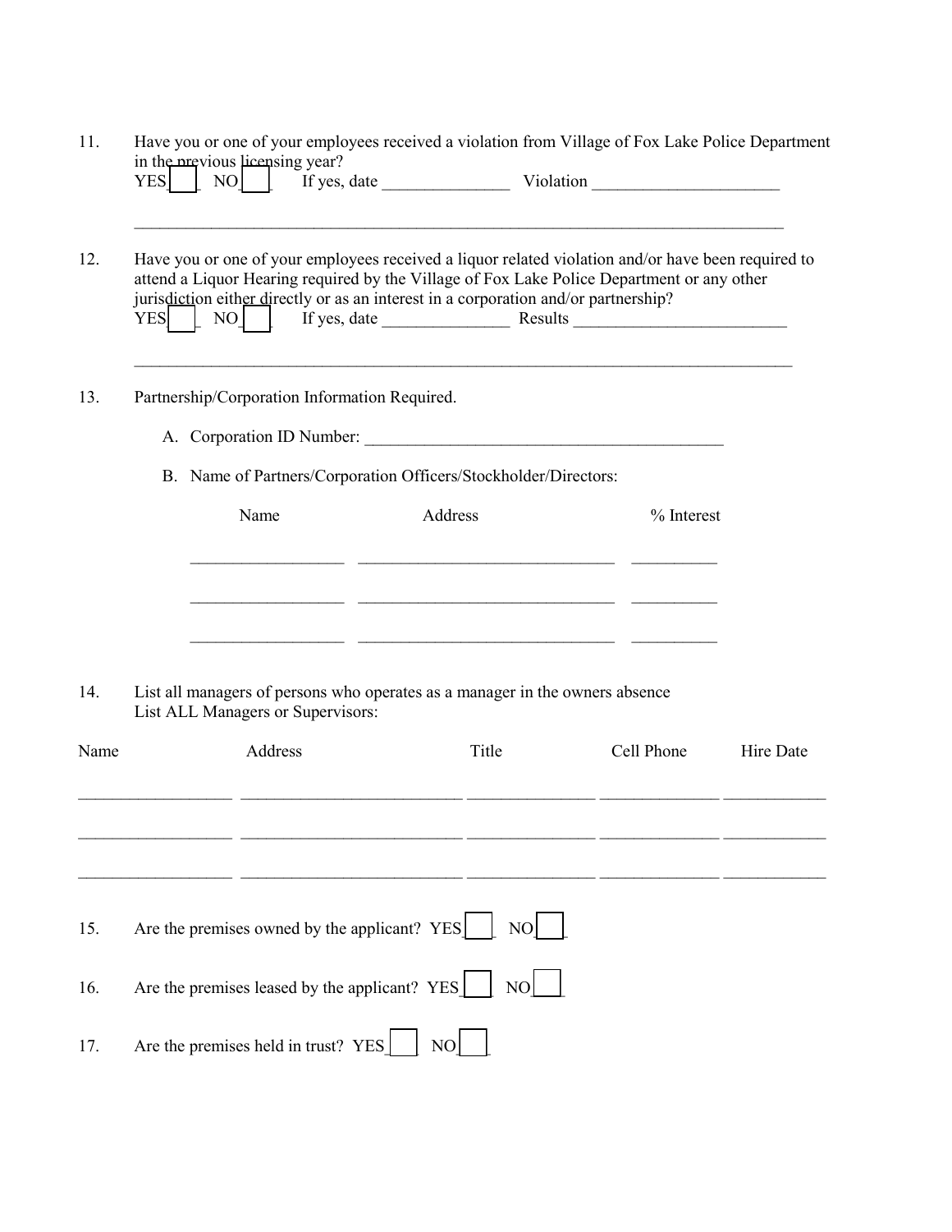11. Have you or one of your employees received a violation from Village of Fox Lake Police Department in the previous licensing year?
    YES☐ NO☐ If yes, date _______________ Violation ______________________

    ________________________________________________________________________________

12. Have you or one of your employees received a liquor related violation and/or have been required to attend a Liquor Hearing required by the Village of Fox Lake Police Department or any other jurisdiction either directly or as an interest in a corporation and/or partnership?
    YES☐ NO☐ If yes, date _______________ Results _________________________

    ________________________________________________________________________________

13. Partnership/Corporation Information Required.

    A. Corporation ID Number: ____________________________________________

    B. Name of Partners/Corporation Officers/Stockholder/Directors:

| Name | Address | % Interest |
|---|---|---|
| | | |
| | | |
| | | |

14. List all managers of persons who operates as a manager in the owners absence
    List ALL Managers or Supervisors:

| Name | Address | Title | Cell Phone | Hire Date |
|---|---|---|---|---|
| | | | | |
| | | | | |
| | | | | |

15. Are the premises owned by the applicant? YES☐ NO☐

16. Are the premises leased by the applicant? YES☐ NO☐

17. Are the premises held in trust? YES☐ NO☐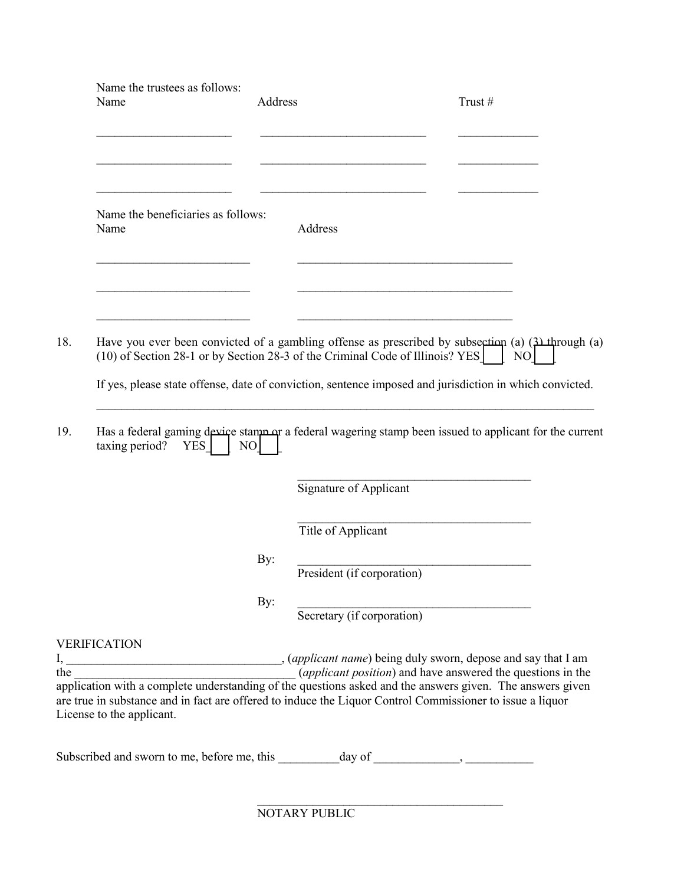Name the trustees as follows:

| Name | Address | Trust # |
|---|---|---|
| ______________________ | ____________________________ | _____________ |
| ______________________ | ____________________________ | _____________ |
| ______________________ | ____________________________ | _____________ |

Name the beneficiaries as follows:

| Name | Address |
|---|---|
| _________________________ | ____________________________________ |
| _________________________ | ____________________________________ |
| _________________________ | ____________________________________ |

18. Have you ever been convicted of a gambling offense as prescribed by subsection (a) (3) through (a) (10) of Section 28-1 or by Section 28-3 of the Criminal Code of Illinois? YES___ NO___

    If yes, please state offense, date of conviction, sentence imposed and jurisdiction in which convicted.

    _____________________________________________________________________________________

19. Has a federal gaming device stamp or a federal wagering stamp been issued to applicant for the current taxing period? YES___ NO___

_______________________________________
Signature of Applicant

_______________________________________
Title of Applicant

By: _______________________________________
President (if corporation)

By: _______________________________________
Secretary (if corporation)

VERIFICATION

I, __________________________________, (*applicant name*) being duly sworn, depose and say that I am the ___________________________________ (*applicant position*) and have answered the questions in the application with a complete understanding of the questions asked and the answers given. The answers given are true in substance and in fact are offered to induce the Liquor Control Commissioner to issue a liquor License to the applicant.

Subscribed and sworn to me, before me, this __________day of ______________, ___________

_________________________________________
NOTARY PUBLIC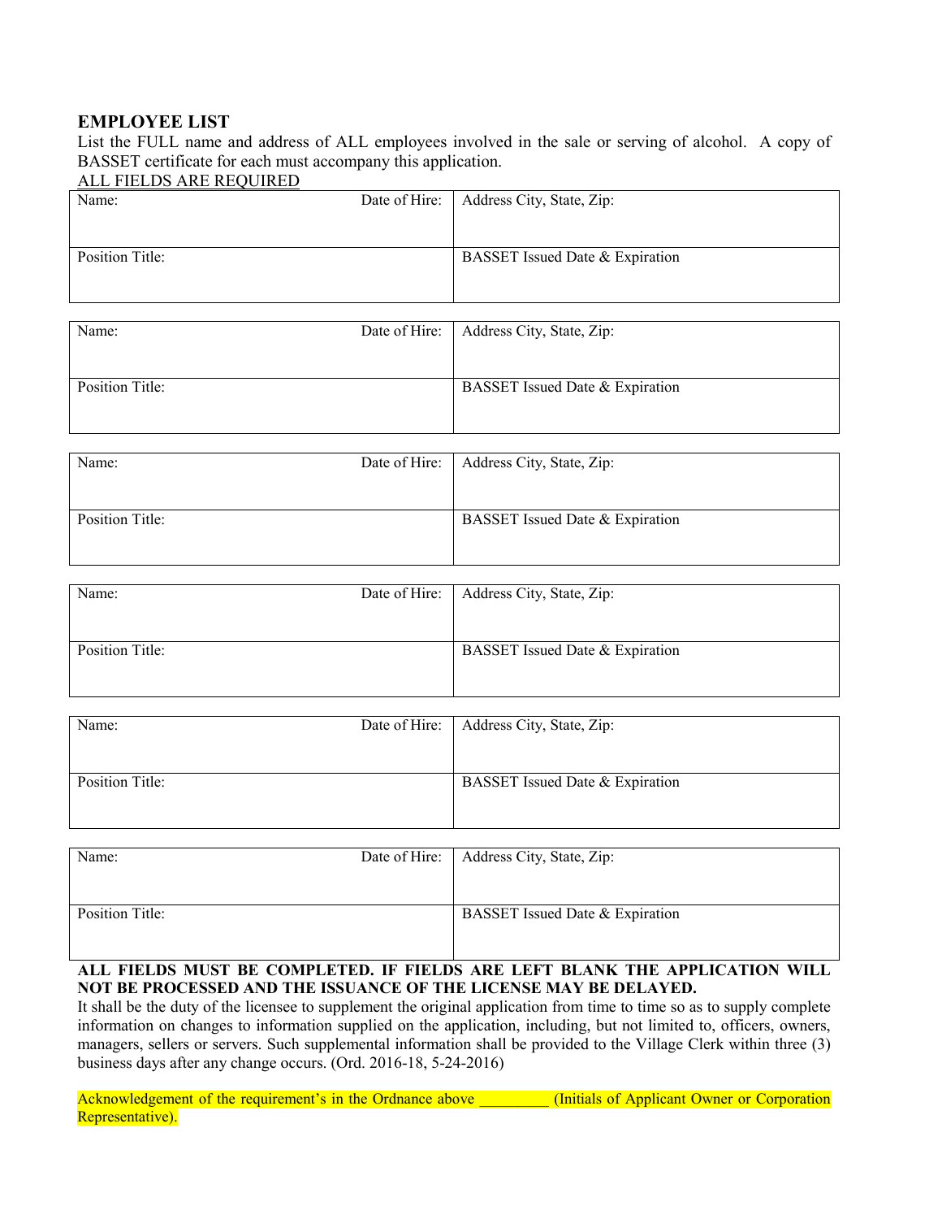## EMPLOYEE LIST

List the FULL name and address of ALL employees involved in the sale or serving of alcohol. A copy of BASSET certificate for each must accompany this application.

ALL FIELDS ARE REQUIRED

| Name: | Date of Hire: | Address City, State, Zip: |
|---|---|---|
| Position Title: | | BASSET Issued Date & Expiration |

| Name: | Date of Hire: | Address City, State, Zip: |
|---|---|---|
| Position Title: | | BASSET Issued Date & Expiration |

| Name: | Date of Hire: | Address City, State, Zip: |
|---|---|---|
| Position Title: | | BASSET Issued Date & Expiration |

| Name: | Date of Hire: | Address City, State, Zip: |
|---|---|---|
| Position Title: | | BASSET Issued Date & Expiration |

| Name: | Date of Hire: | Address City, State, Zip: |
|---|---|---|
| Position Title: | | BASSET Issued Date & Expiration |

| Name: | Date of Hire: | Address City, State, Zip: |
|---|---|---|
| Position Title: | | BASSET Issued Date & Expiration |

**ALL FIELDS MUST BE COMPLETED. IF FIELDS ARE LEFT BLANK THE APPLICATION WILL NOT BE PROCESSED AND THE ISSUANCE OF THE LICENSE MAY BE DELAYED.**

It shall be the duty of the licensee to supplement the original application from time to time so as to supply complete information on changes to information supplied on the application, including, but not limited to, officers, owners, managers, sellers or servers. Such supplemental information shall be provided to the Village Clerk within three (3) business days after any change occurs. (Ord. 2016-18, 5-24-2016)

Acknowledgement of the requirement's in the Ordnance above _________ (Initials of Applicant Owner or Corporation Representative).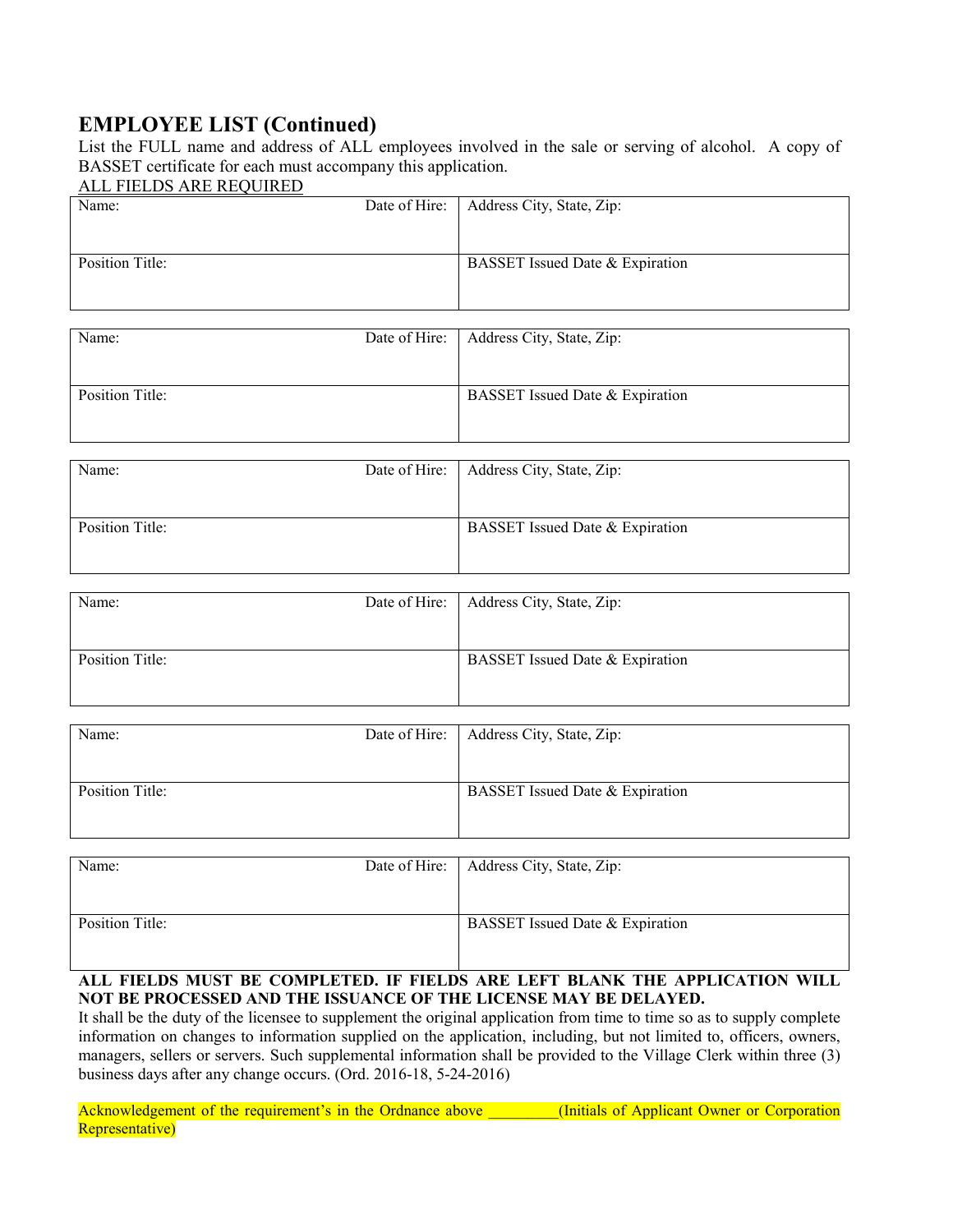## EMPLOYEE LIST (Continued)

List the FULL name and address of ALL employees involved in the sale or serving of alcohol. A copy of BASSET certificate for each must accompany this application.

ALL FIELDS ARE REQUIRED

| | | |
|---|---|---|
| Name: | Date of Hire: | Address City, State, Zip: |
| Position Title: | | BASSET Issued Date & Expiration |

| | | |
|---|---|---|
| Name: | Date of Hire: | Address City, State, Zip: |
| Position Title: | | BASSET Issued Date & Expiration |

| | | |
|---|---|---|
| Name: | Date of Hire: | Address City, State, Zip: |
| Position Title: | | BASSET Issued Date & Expiration |

| | | |
|---|---|---|
| Name: | Date of Hire: | Address City, State, Zip: |
| Position Title: | | BASSET Issued Date & Expiration |

| | | |
|---|---|---|
| Name: | Date of Hire: | Address City, State, Zip: |
| Position Title: | | BASSET Issued Date & Expiration |

| | | |
|---|---|---|
| Name: | Date of Hire: | Address City, State, Zip: |
| Position Title: | | BASSET Issued Date & Expiration |

**ALL FIELDS MUST BE COMPLETED. IF FIELDS ARE LEFT BLANK THE APPLICATION WILL NOT BE PROCESSED AND THE ISSUANCE OF THE LICENSE MAY BE DELAYED.**

It shall be the duty of the licensee to supplement the original application from time to time so as to supply complete information on changes to information supplied on the application, including, but not limited to, officers, owners, managers, sellers or servers. Such supplemental information shall be provided to the Village Clerk within three (3) business days after any change occurs. (Ord. 2016-18, 5-24-2016)

Acknowledgement of the requirement's in the Ordnance above _________(Initials of Applicant Owner or Corporation Representative)